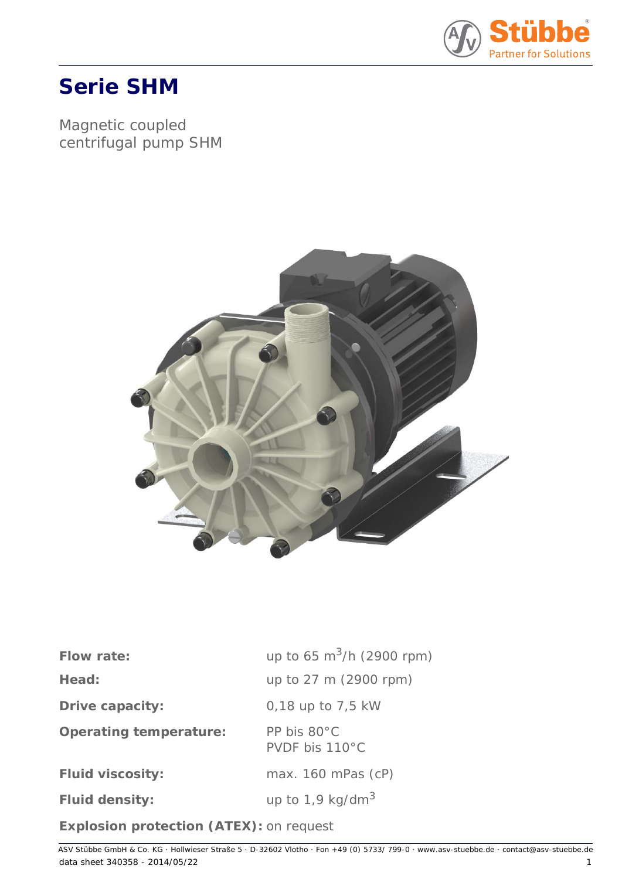# Serie SHM

Magnetic coupled
centrifugal pump SHM

| | |
|---|---|
| **Flow rate:** | up to 65 $m^3$/h (2900 rpm) |
| **Head:** | up to 27 m (2900 rpm) |
| **Drive capacity:** | 0,18 up to 7,5 kW |
| **Operating temperature:** | PP bis 80°C<br>PVDF bis 110°C |
| **Fluid viscosity:** | max. 160 mPas (cP) |
| **Fluid density:** | up to 1,9 kg/$dm^3$ |
| **Explosion protection (ATEX):** | on request |

ASV Stübbe GmbH & Co. KG · Hollwieser Straße 5 · D-32602 Vlotho · Fon +49 (0) 5733/ 799-0 · www.asv-stuebbe.de · contact@asv-stuebbe.de
data sheet 340358 - 2014/05/22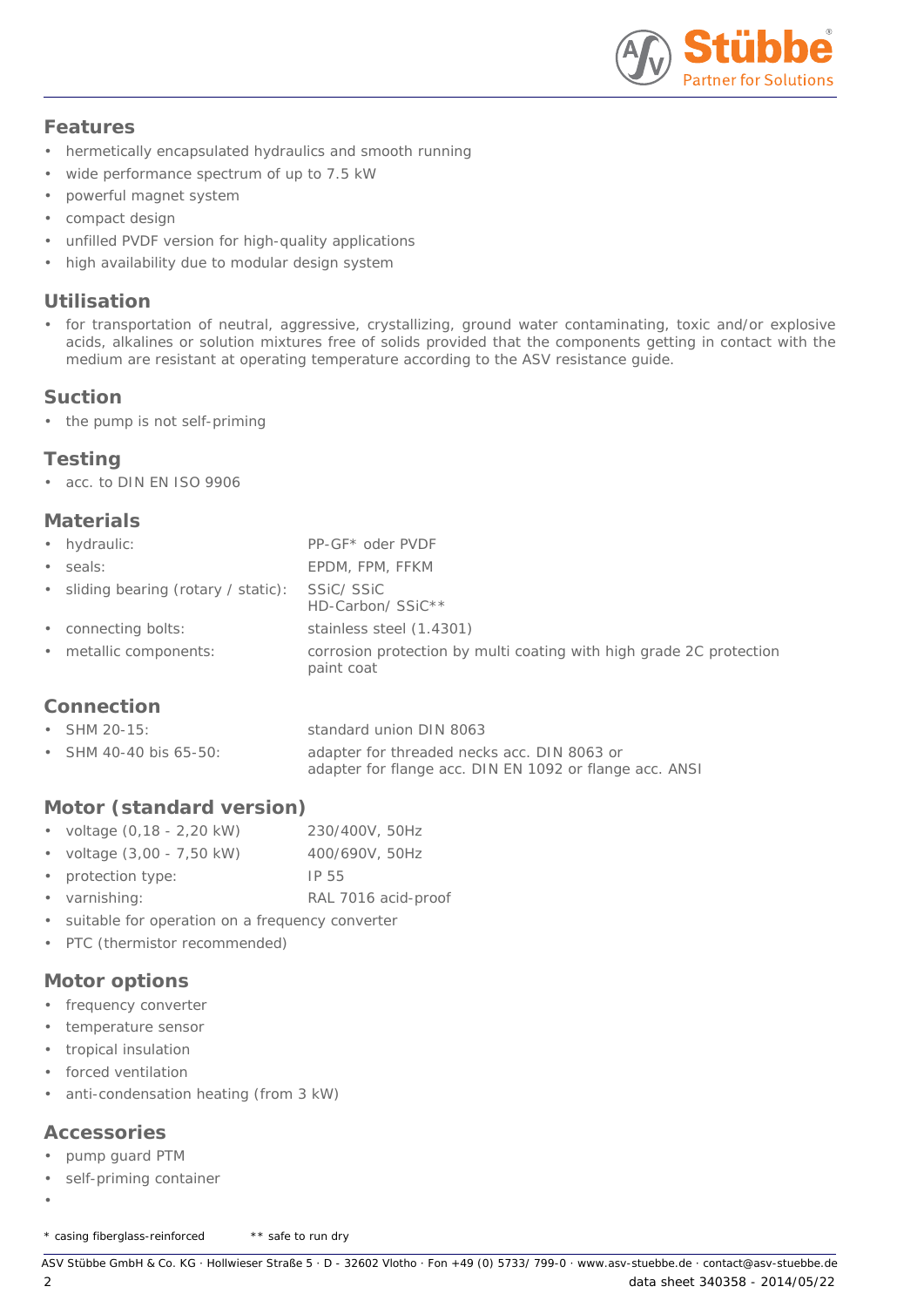## Features

- hermetically encapsulated hydraulics and smooth running
- wide performance spectrum of up to 7.5 kW
- powerful magnet system
- compact design
- unfilled PVDF version for high-quality applications
- high availability due to modular design system

## Utilisation

- for transportation of neutral, aggressive, crystallizing, ground water contaminating, toxic and/or explosive acids, alkalines or solution mixtures free of solids provided that the components getting in contact with the medium are resistant at operating temperature according to the ASV resistance guide.

## Suction

- the pump is not self-priming

## Testing

- acc. to DIN EN ISO 9906

## Materials

| | |
|---|---|
| • hydraulic: | PP-GF* oder PVDF |
| • seals: | EPDM, FPM, FFKM |
| • sliding bearing (rotary / static): | SSiC/ SSiC<br>HD-Carbon/ SSiC** |
| • connecting bolts: | stainless steel (1.4301) |
| • metallic components: | corrosion protection by multi coating with high grade 2C protection paint coat |

## Connection

| | |
|---|---|
| • SHM 20-15: | standard union DIN 8063 |
| • SHM 40-40 bis 65-50: | adapter for threaded necks acc. DIN 8063 or<br>adapter for flange acc. DIN EN 1092 or flange acc. ANSI |

## Motor (standard version)

| | |
|---|---|
| • voltage (0,18 - 2,20 kW) | 230/400V, 50Hz |
| • voltage (3,00 - 7,50 kW) | 400/690V, 50Hz |
| • protection type: | IP 55 |
| • varnishing: | RAL 7016 acid-proof |

- suitable for operation on a frequency converter
- PTC (thermistor recommended)

## Motor options

- frequency converter
- temperature sensor
- tropical insulation
- forced ventilation
- anti-condensation heating (from 3 kW)

## Accessories

- pump guard PTM
- self-priming container
-

\* casing fiberglass-reinforced &nbsp;&nbsp;&nbsp; ** safe to run dry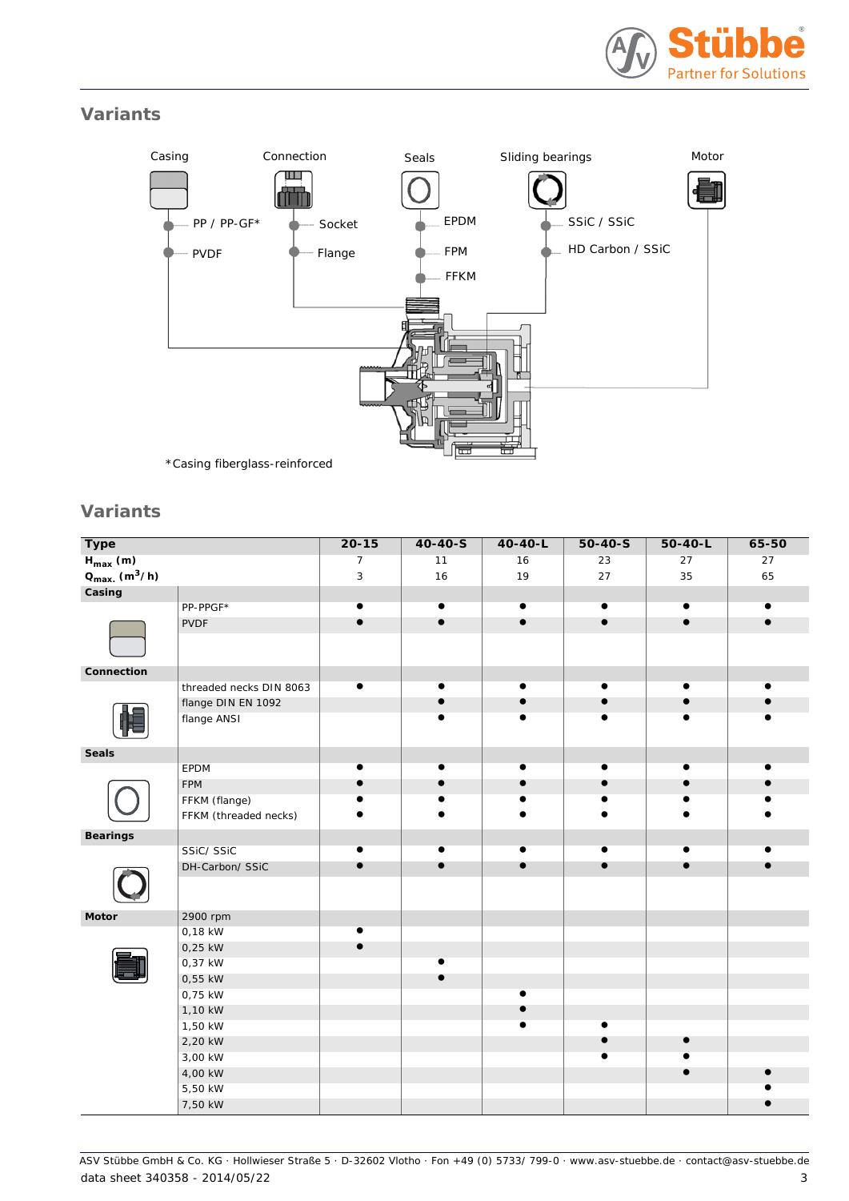## Variants

Casing
- PP / PP-GF*
- PVDF

Connection
- Socket
- Flange

Seals
- EPDM
- FPM
- FFKM

Sliding bearings
- SSiC / SSiC
- HD Carbon / SSiC

Motor

*Casing fiberglass-reinforced

## Variants

| Type | | 20-15 | 40-40-S | 40-40-L | 50-40-S | 50-40-L | 65-50 |
|---|---|---|---|---|---|---|---|
| $H_{max}$ (m) | | 7 | 11 | 16 | 23 | 27 | 27 |
| $Q_{max.}$ ($m^3$/ h) | | 3 | 16 | 19 | 27 | 35 | 65 |
| **Casing** | | | | | | | |
| | PP-PPGF* | ● | ● | ● | ● | ● | ● |
| | PVDF | ● | ● | ● | ● | ● | ● |
| **Connection** | | | | | | | |
| | threaded necks DIN 8063 | ● | ● | ● | ● | ● | ● |
| | flange DIN EN 1092 | | ● | ● | ● | ● | ● |
| | flange ANSI | | ● | ● | ● | ● | ● |
| **Seals** | | | | | | | |
| | EPDM | ● | ● | ● | ● | ● | ● |
| | FPM | ● | ● | ● | ● | ● | ● |
| | FFKM (flange) | ● | ● | ● | ● | ● | ● |
| | FFKM (threaded necks) | ● | ● | ● | ● | ● | ● |
| **Bearings** | | | | | | | |
| | SSiC/ SSiC | ● | ● | ● | ● | ● | ● |
| | DH-Carbon/ SSiC | ● | ● | ● | ● | ● | ● |
| **Motor** | 2900 rpm | | | | | | |
| | 0,18 kW | ● | | | | | |
| | 0,25 kW | ● | | | | | |
| | 0,37 kW | | ● | | | | |
| | 0,55 kW | | ● | | | | |
| | 0,75 kW | | | ● | | | |
| | 1,10 kW | | | ● | | | |
| | 1,50 kW | | | ● | ● | | |
| | 2,20 kW | | | | ● | ● | |
| | 3,00 kW | | | | ● | ● | |
| | 4,00 kW | | | | | ● | ● |
| | 5,50 kW | | | | | | ● |
| | 7,50 kW | | | | | | ● |

ASV Stübbe GmbH & Co. KG · Hollwieser Straße 5 · D-32602 Vlotho · Fon +49 (0) 5733/ 799-0 · www.asv-stuebbe.de · contact@asv-stuebbe.de
data sheet 340358 - 2014/05/22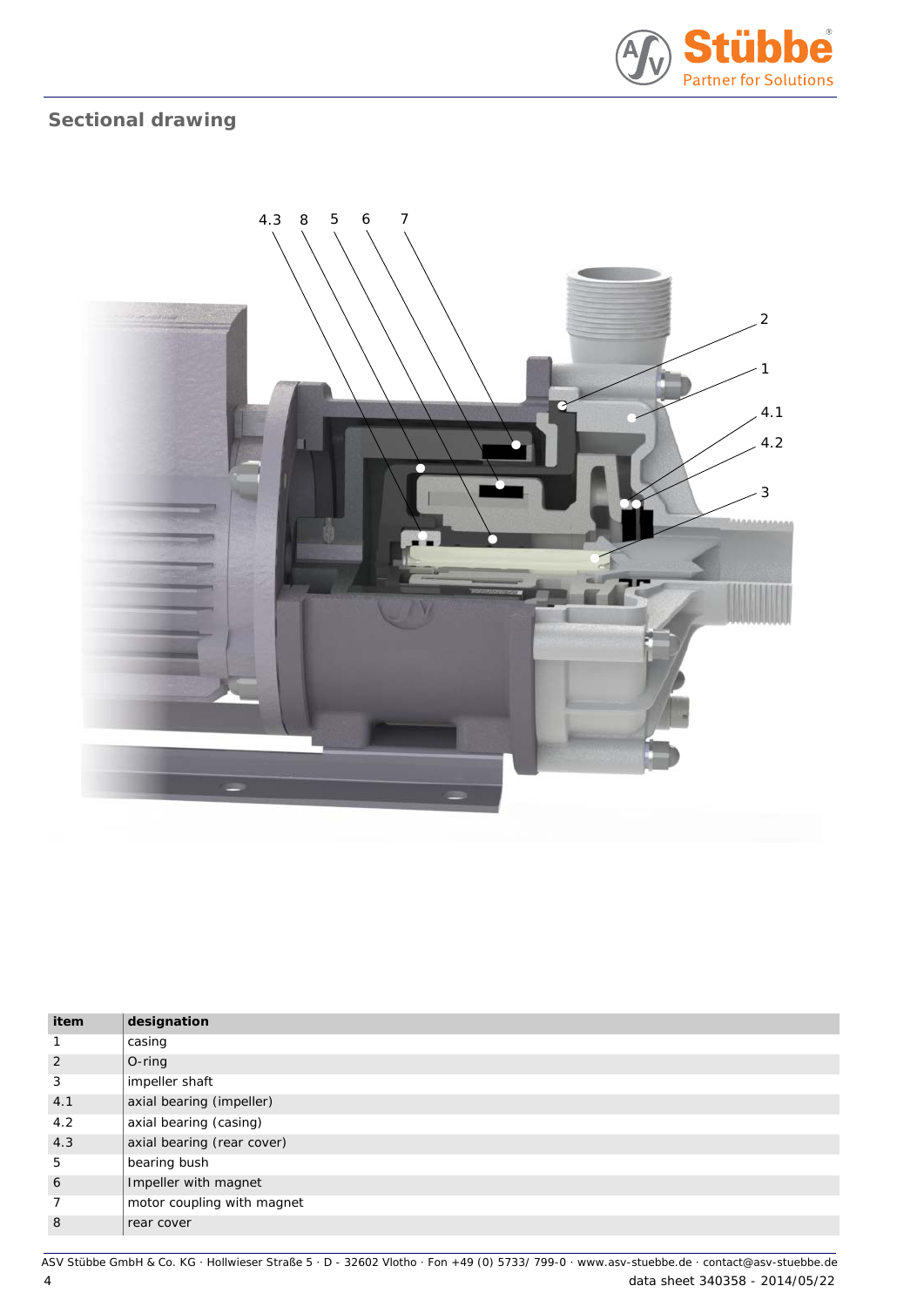## Sectional drawing

4.3
8
5
6
7
2
1
4.1
4.2
3

| item | designation |
|---|---|
| 1 | casing |
| 2 | O-ring |
| 3 | impeller shaft |
| 4.1 | axial bearing (impeller) |
| 4.2 | axial bearing (casing) |
| 4.3 | axial bearing (rear cover) |
| 5 | bearing bush |
| 6 | Impeller with magnet |
| 7 | motor coupling with magnet |
| 8 | rear cover |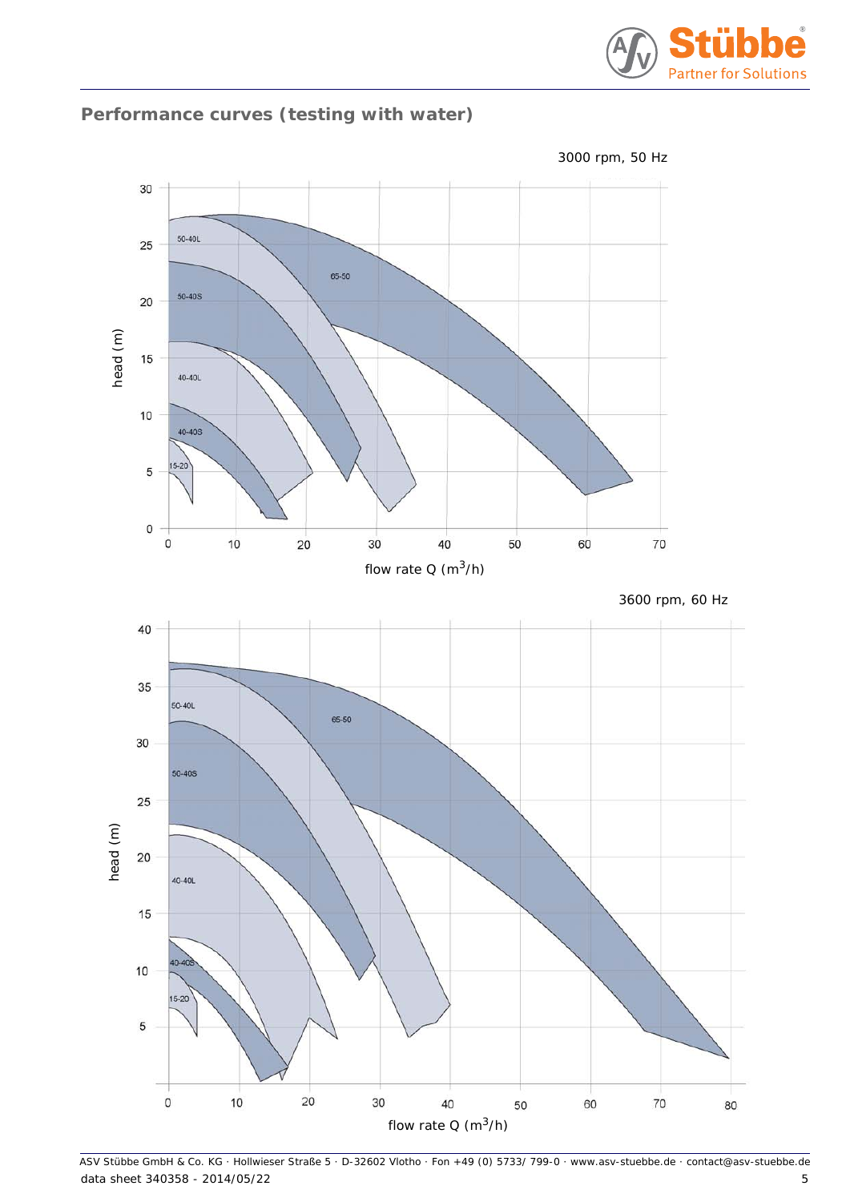## Performance curves (testing with water)

3000 rpm, 50 Hz

head (m)

30
25
20
15
10
5
0

0 10 20 30 40 50 60 70

flow rate Q (m$^3$/h)

50-40L
65-50
50-40S
40-40L
40-40S
15-20

3600 rpm, 60 Hz

head (m)

40
35
30
25
20
15
10
5

0 10 20 30 40 50 60 70 80

flow rate Q (m$^3$/h)

50-40L
65-50
50-40S
40-40L
40-40S
15-20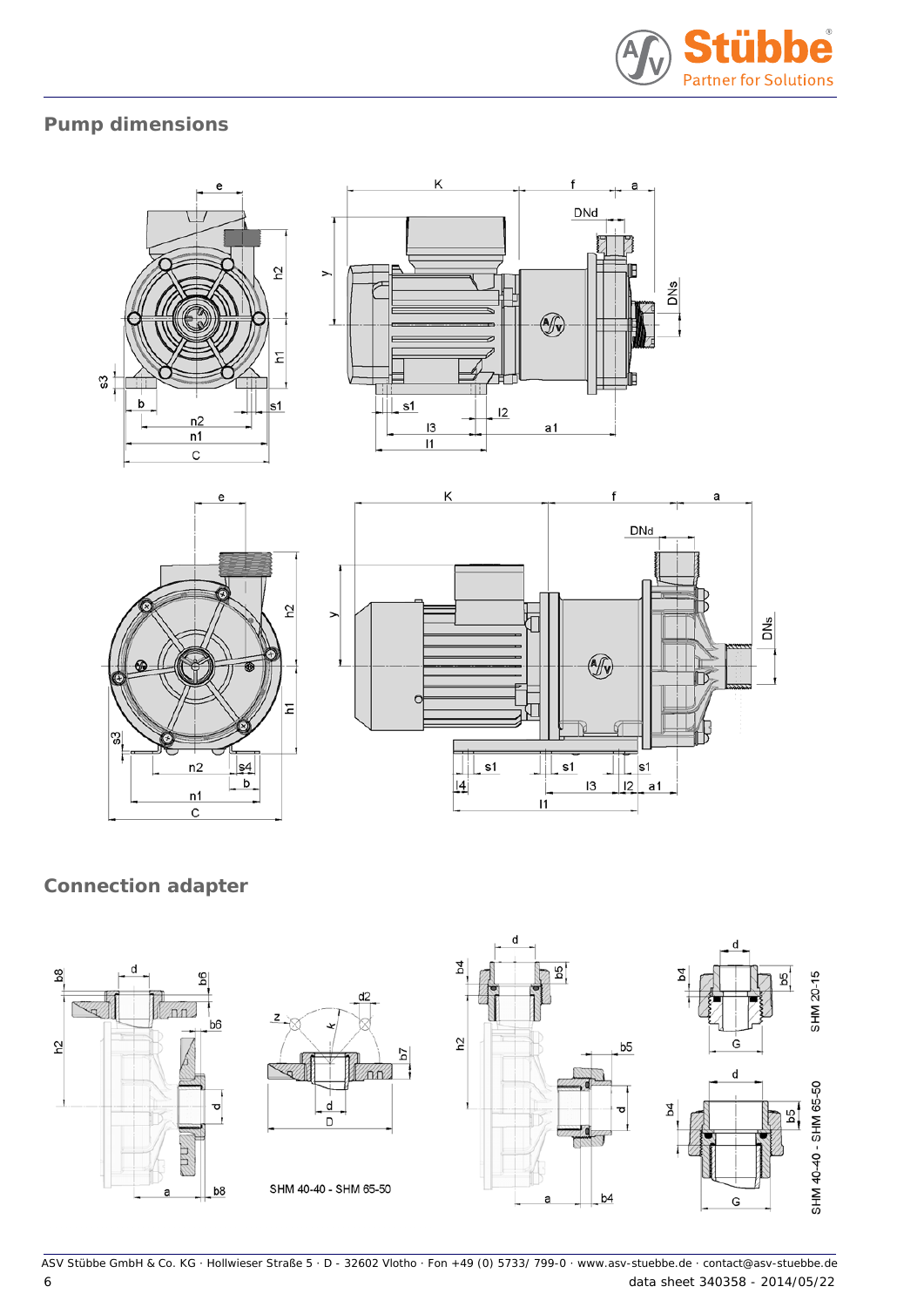## Pump dimensions

e
K
f
a
DNd
DNs
h2
h1
y
s3
b
s1
n2
n1
c
s1
l2
l3
a1
l1

e
K
f
a
DNd
DNs
h2
h1
y
s3
n2
s4
b
n1
c
s1
s1
s1
l4
l3
l2
a1
l1

## Connection adapter

b8
d
b6
b6
h2
d
a
b8

z
k
d2
b7
d
D
SHM 40-40 - SHM 65-50

d
b4
b5
h2
b5
d
a
b4

d
b4
b5
G
SHM 20-15

d
b4
b5
G
SHM 40-40 - SHM 65-50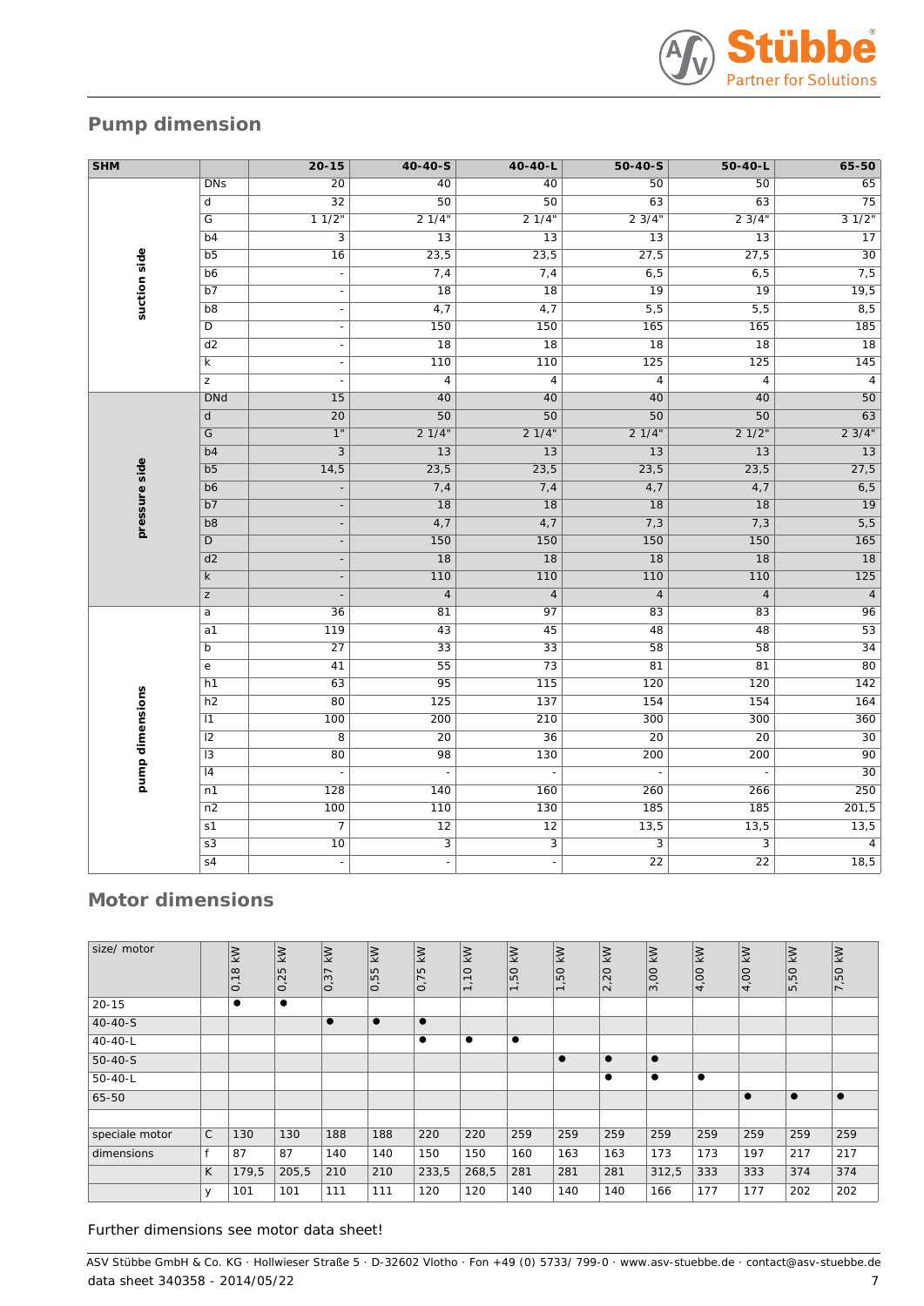## Pump dimension

| SHM | | 20-15 | 40-40-S | 40-40-L | 50-40-S | 50-40-L | 65-50 |
|---|---|---|---|---|---|---|---|
| suction side | DNs | 20 | 40 | 40 | 50 | 50 | 65 |
| | d | 32 | 50 | 50 | 63 | 63 | 75 |
| | G | 1 1/2" | 2 1/4" | 2 1/4" | 2 3/4" | 2 3/4" | 3 1/2" |
| | b4 | 3 | 13 | 13 | 13 | 13 | 17 |
| | b5 | 16 | 23,5 | 23,5 | 27,5 | 27,5 | 30 |
| | b6 | - | 7,4 | 7,4 | 6,5 | 6,5 | 7,5 |
| | b7 | - | 18 | 18 | 19 | 19 | 19,5 |
| | b8 | - | 4,7 | 4,7 | 5,5 | 5,5 | 8,5 |
| | D | - | 150 | 150 | 165 | 165 | 185 |
| | d2 | - | 18 | 18 | 18 | 18 | 18 |
| | k | - | 110 | 110 | 125 | 125 | 145 |
| | z | - | 4 | 4 | 4 | 4 | 4 |
| pressure side | DNd | 15 | 40 | 40 | 40 | 40 | 50 |
| | d | 20 | 50 | 50 | 50 | 50 | 63 |
| | G | 1" | 2 1/4" | 2 1/4" | 2 1/4" | 2 1/2" | 2 3/4" |
| | b4 | 3 | 13 | 13 | 13 | 13 | 13 |
| | b5 | 14,5 | 23,5 | 23,5 | 23,5 | 23,5 | 27,5 |
| | b6 | - | 7,4 | 7,4 | 4,7 | 4,7 | 6,5 |
| | b7 | - | 18 | 18 | 18 | 18 | 19 |
| | b8 | - | 4,7 | 4,7 | 7,3 | 7,3 | 5,5 |
| | D | - | 150 | 150 | 150 | 150 | 165 |
| | d2 | - | 18 | 18 | 18 | 18 | 18 |
| | k | - | 110 | 110 | 110 | 110 | 125 |
| | z | - | 4 | 4 | 4 | 4 | 4 |
| pump dimensions | a | 36 | 81 | 97 | 83 | 83 | 96 |
| | a1 | 119 | 43 | 45 | 48 | 48 | 53 |
| | b | 27 | 33 | 33 | 58 | 58 | 34 |
| | e | 41 | 55 | 73 | 81 | 81 | 80 |
| | h1 | 63 | 95 | 115 | 120 | 120 | 142 |
| | h2 | 80 | 125 | 137 | 154 | 154 | 164 |
| | l1 | 100 | 200 | 210 | 300 | 300 | 360 |
| | l2 | 8 | 20 | 36 | 20 | 20 | 30 |
| | l3 | 80 | 98 | 130 | 200 | 200 | 90 |
| | l4 | - | - | - | - | - | 30 |
| | n1 | 128 | 140 | 160 | 260 | 266 | 250 |
| | n2 | 100 | 110 | 130 | 185 | 185 | 201,5 |
| | s1 | 7 | 12 | 12 | 13,5 | 13,5 | 13,5 |
| | s3 | 10 | 3 | 3 | 3 | 3 | 4 |
| | s4 | - | - | - | 22 | 22 | 18,5 |

## Motor dimensions

| size/ motor | | 0,18 kW | 0,25 kW | 0,37 kW | 0,55 kW | 0,75 kW | 1,10 kW | 1,50 kW | 1,50 kW | 2,20 kW | 3,00 kW | 4,00 kW | 4,00 kW | 5,50 kW | 7,50 kW |
|---|---|---|---|---|---|---|---|---|---|---|---|---|---|---|---|
| 20-15 | | ● | ● | | | | | | | | | | | | |
| 40-40-S | | | | ● | ● | ● | | | | | | | | | |
| 40-40-L | | | | | | ● | ● | ● | | | | | | | |
| 50-40-S | | | | | | | | | ● | ● | ● | | | | |
| 50-40-L | | | | | | | | | | ● | ● | ● | | | |
| 65-50 | | | | | | | | | | | | | ● | ● | ● |
| | | | | | | | | | | | | | | | |
| speciale motor | C | 130 | 130 | 188 | 188 | 220 | 220 | 259 | 259 | 259 | 259 | 259 | 259 | 259 | 259 |
| dimensions | f | 87 | 87 | 140 | 140 | 150 | 150 | 160 | 163 | 163 | 173 | 173 | 197 | 217 | 217 |
| | K | 179,5 | 205,5 | 210 | 210 | 233,5 | 268,5 | 281 | 281 | 281 | 312,5 | 333 | 333 | 374 | 374 |
| | y | 101 | 101 | 111 | 111 | 120 | 120 | 140 | 140 | 140 | 166 | 177 | 177 | 202 | 202 |

Further dimensions see motor data sheet!

ASV Stübbe GmbH & Co. KG · Hollwieser Straße 5 · D-32602 Vlotho · Fon +49 (0) 5733/ 799-0 · www.asv-stuebbe.de · contact@asv-stuebbe.de
data sheet 340358 - 2014/05/22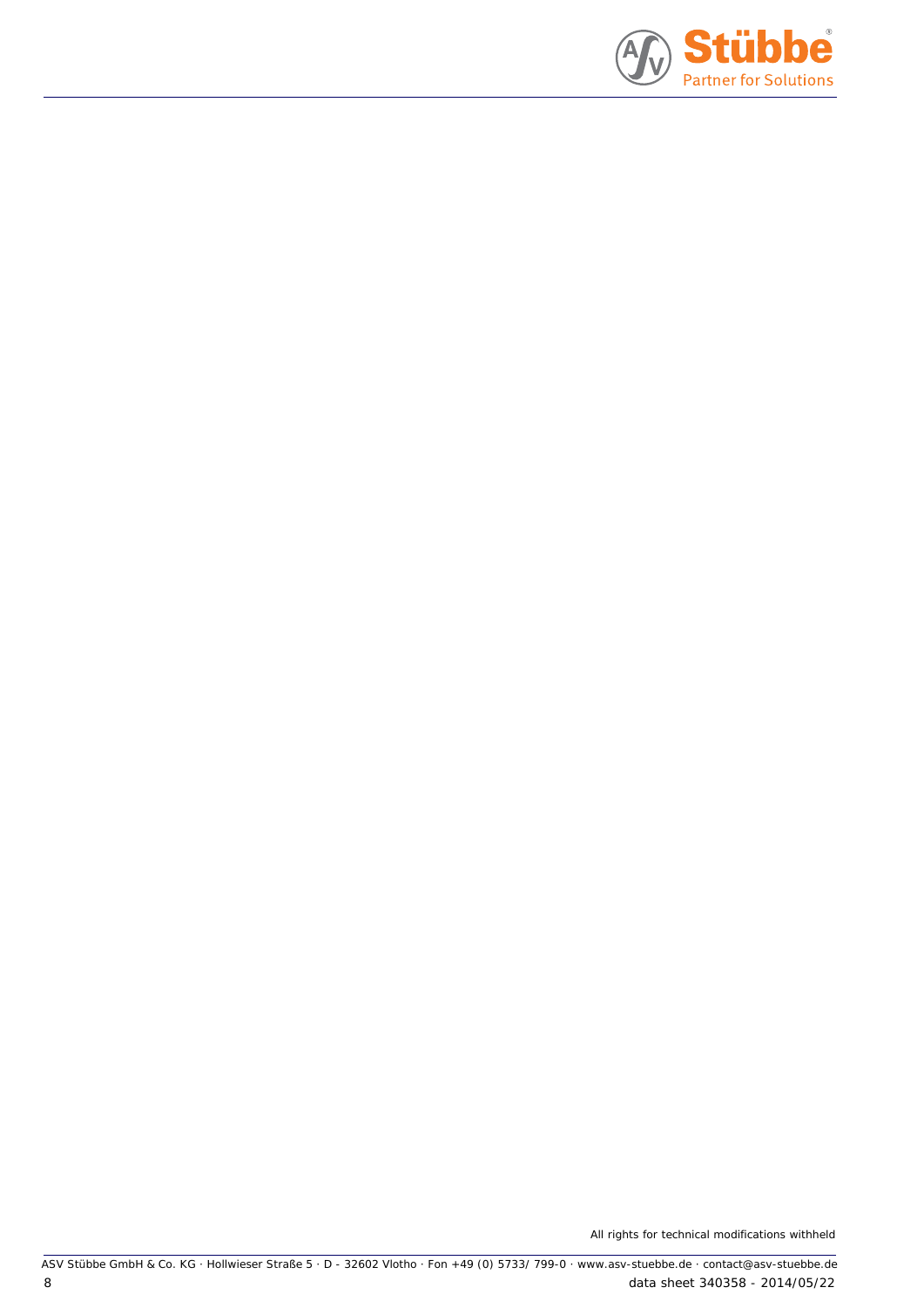All rights for technical modifications withheld